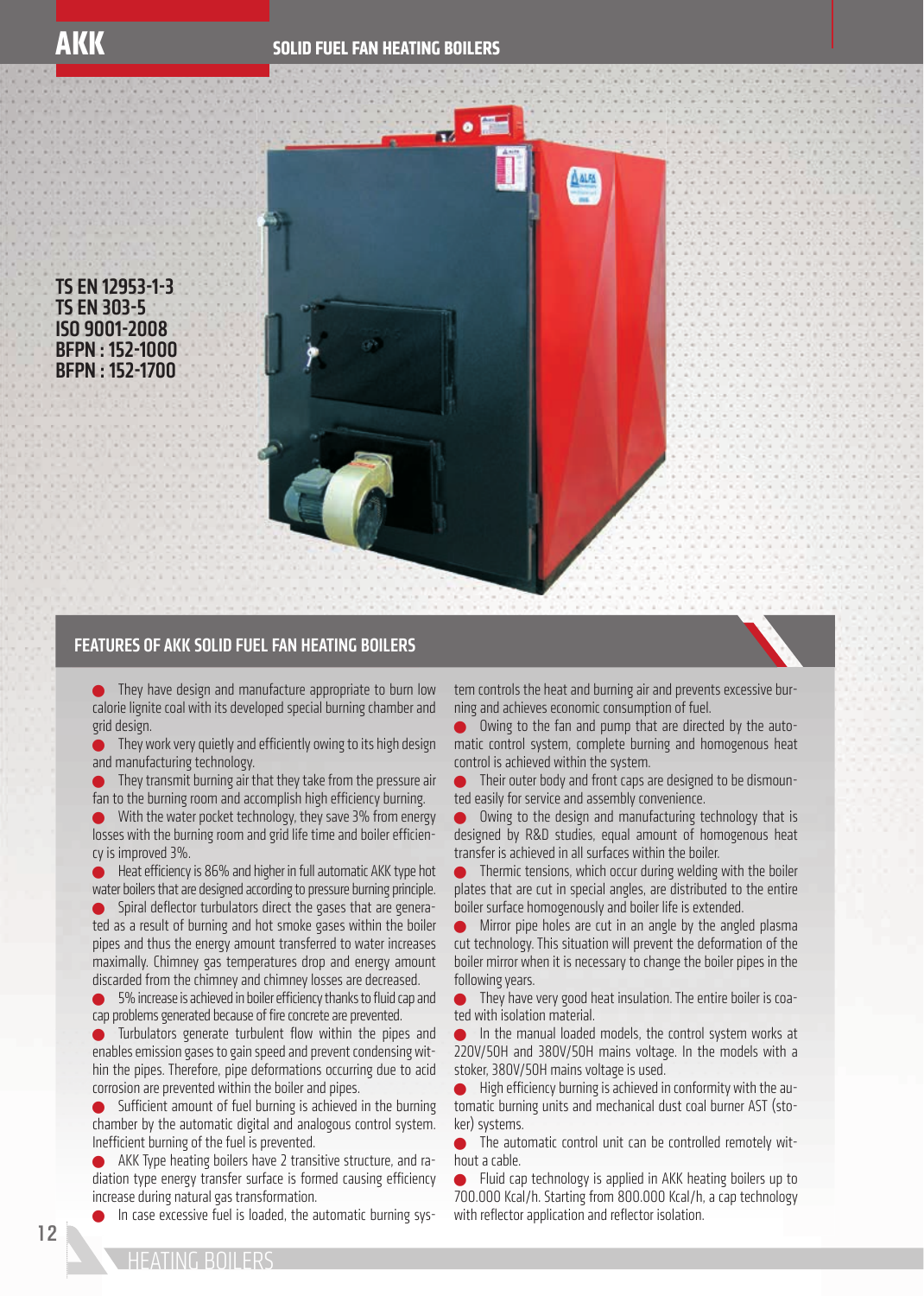# AKK

## SOLID FUEL FAN HEATING BOILERS

**TS EN 12953-1-3**
**TS EN 303-5**
**ISO 9001-2008**
**BFPN : 152-1000**
**BFPN : 152-1700**

## FEATURES OF AKK SOLID FUEL FAN HEATING BOILERS

- They have design and manufacture appropriate to burn low calorie lignite coal with its developed special burning chamber and grid design.
- They work very quietly and efficiently owing to its high design and manufacturing technology.
- They transmit burning air that they take from the pressure air fan to the burning room and accomplish high efficiency burning.
- With the water pocket technology, they save 3% from energy losses with the burning room and grid life time and boiler efficiency is improved 3%.
- Heat efficiency is 86% and higher in full automatic AKK type hot water boilers that are designed according to pressure burning principle.
- Spiral deflector turbulators direct the gases that are generated as a result of burning and hot smoke gases within the boiler pipes and thus the energy amount transferred to water increases maximally. Chimney gas temperatures drop and energy amount discarded from the chimney and chimney losses are decreased.
- 5% increase is achieved in boiler efficiency thanks to fluid cap and cap problems generated because of fire concrete are prevented.
- Turbulators generate turbulent flow within the pipes and enables emission gases to gain speed and prevent condensing within the pipes. Therefore, pipe deformations occurring due to acid corrosion are prevented within the boiler and pipes.
- Sufficient amount of fuel burning is achieved in the burning chamber by the automatic digital and analogous control system. Inefficient burning of the fuel is prevented.
- AKK Type heating boilers have 2 transitive structure, and radiation type energy transfer surface is formed causing efficiency increase during natural gas transformation.
- In case excessive fuel is loaded, the automatic burning system controls the heat and burning air and prevents excessive burning and achieves economic consumption of fuel.
- Owing to the fan and pump that are directed by the automatic control system, complete burning and homogenous heat control is achieved within the system.
- Their outer body and front caps are designed to be dismounted easily for service and assembly convenience.
- Owing to the design and manufacturing technology that is designed by R&D studies, equal amount of homogenous heat transfer is achieved in all surfaces within the boiler.
- Thermic tensions, which occur during welding with the boiler plates that are cut in special angles, are distributed to the entire boiler surface homogenously and boiler life is extended.
- Mirror pipe holes are cut in an angle by the angled plasma cut technology. This situation will prevent the deformation of the boiler mirror when it is necessary to change the boiler pipes in the following years.
- They have very good heat insulation. The entire boiler is coated with isolation material.
- In the manual loaded models, the control system works at 220V/50H and 380V/50H mains voltage. In the models with a stoker, 380V/50H mains voltage is used.
- High efficiency burning is achieved in conformity with the automatic burning units and mechanical dust coal burner AST (stoker) systems.
- The automatic control unit can be controlled remotely without a cable.
- Fluid cap technology is applied in AKK heating boilers up to 700.000 Kcal/h. Starting from 800.000 Kcal/h, a cap technology with reflector application and reflector isolation.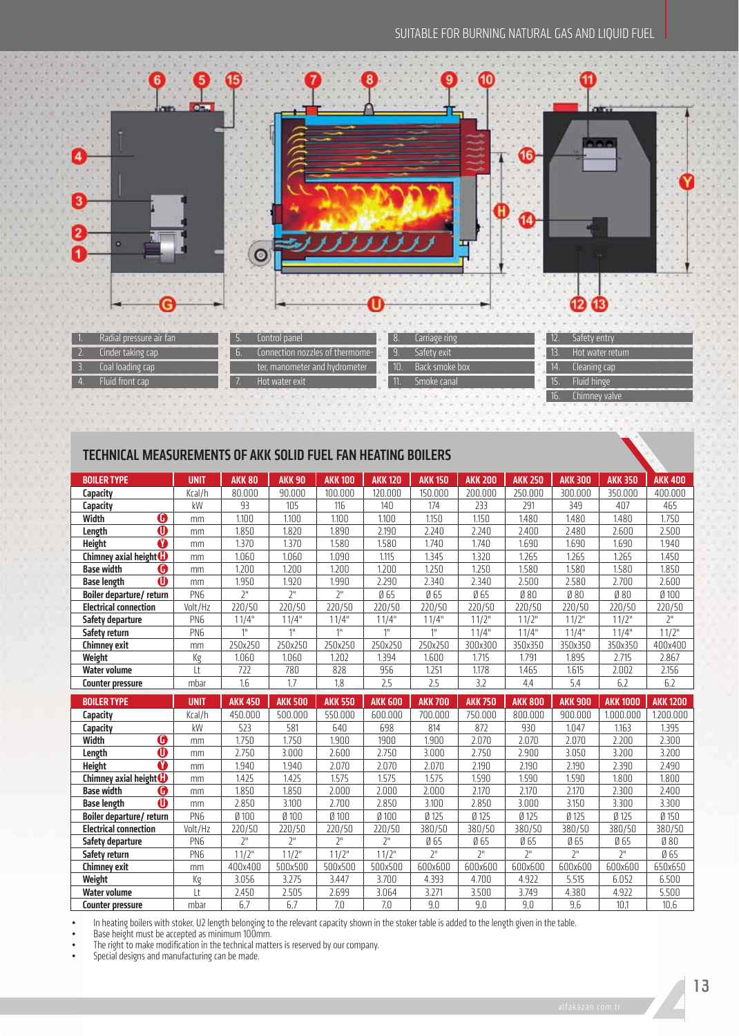SUITABLE FOR BURNING NATURAL GAS AND LIQUID FUEL

| | | | | | | | |
|---|---|---|---|---|---|---|---|
| 1. | Radial pressure air fan | 5. | Control panel | 8. | Carriage ring | 12. | Safety entry |
| 2. | Cinder taking cap | 6. | Connection nozzles of thermometer, manometer and hydrometer | 9. | Safety exit | 13. | Hot water return |
| 3. | Coal loading cap | 7. | Hot water exit | 10. | Back smoke box | 14. | Cleaning cap |
| 4. | Fluid front cap | | | 11. | Smoke canal | 15. | Fluid hinge |
| | | | | | | 16. | Chimney valve |

## TECHNICAL MEASUREMENTS OF AKK SOLID FUEL FAN HEATING BOILERS

| BOILER TYPE | UNIT | AKK 80 | AKK 90 | AKK 100 | AKK 120 | AKK 150 | AKK 200 | AKK 250 | AKK 300 | AKK 350 | AKK 400 |
|---|---|---|---|---|---|---|---|---|---|---|---|
| Capacity | Kcal/h | 80.000 | 90.000 | 100.000 | 120.000 | 150.000 | 200.000 | 250.000 | 300.000 | 350.000 | 400.000 |
| Capacity | kW | 93 | 105 | 116 | 140 | 174 | 233 | 291 | 349 | 407 | 465 |
| Width G | mm | 1.100 | 1.100 | 1.100 | 1.100 | 1.150 | 1.150 | 1.480 | 1.480 | 1.480 | 1.750 |
| Length U | mm | 1.850 | 1.820 | 1.890 | 2.190 | 2.240 | 2.240 | 2.400 | 2.480 | 2.600 | 2.500 |
| Height Y | mm | 1.370 | 1.370 | 1.580 | 1.580 | 1.740 | 1.740 | 1.690 | 1.690 | 1.690 | 1.940 |
| Chimney axial height H | mm | 1.060 | 1.060 | 1.090 | 1.115 | 1.345 | 1.320 | 1.265 | 1.265 | 1.265 | 1.450 |
| Base width G | mm | 1.200 | 1.200 | 1.200 | 1.200 | 1.250 | 1.250 | 1.580 | 1.580 | 1.580 | 1.850 |
| Base length U | mm | 1.950 | 1.920 | 1.990 | 2.290 | 2.340 | 2.340 | 2.500 | 2.580 | 2.700 | 2.600 |
| Boiler departure/ return | PN6 | 2" | 2" | 2" | Ø 65 | Ø 65 | Ø 65 | Ø 80 | Ø 80 | Ø 80 | Ø 100 |
| Electrical connection | Volt/Hz | 220/50 | 220/50 | 220/50 | 220/50 | 220/50 | 220/50 | 220/50 | 220/50 | 220/50 | 220/50 |
| Safety departure | PN6 | 1 1/4" | 1 1/4" | 1 1/4" | 1 1/4" | 1 1/4" | 1 1/2" | 1 1/2" | 1 1/2" | 1 1/2" | 2" |
| Safety return | PN6 | 1" | 1" | 1" | 1" | 1" | 1 1/4" | 1 1/4" | 1 1/4" | 1 1/4" | 1 1/2" |
| Chimney exit | mm | 250x250 | 250x250 | 250x250 | 250x250 | 250x250 | 300x300 | 350x350 | 350x350 | 350x350 | 400x400 |
| Weight | Kg | 1.060 | 1.060 | 1.202 | 1.394 | 1.600 | 1.715 | 1.791 | 1.895 | 2.715 | 2.867 |
| Water volume | Lt | 722 | 780 | 828 | 956 | 1.251 | 1.178 | 1.465 | 1.615 | 2.002 | 2.156 |
| Counter pressure | mbar | 1,6 | 1,7 | 1,8 | 2,5 | 2,5 | 3,2 | 4,4 | 5,4 | 6,2 | 6,2 |

| BOILER TYPE | UNIT | AKK 450 | AKK 500 | AKK 550 | AKK 600 | AKK 700 | AKK 750 | AKK 800 | AKK 900 | AKK 1000 | AKK 1200 |
|---|---|---|---|---|---|---|---|---|---|---|---|
| Capacity | Kcal/h | 450.000 | 500.000 | 550.000 | 600.000 | 700.000 | 750.000 | 800.000 | 900.000 | 1.000.000 | 1.200.000 |
| Capacity | kW | 523 | 581 | 640 | 698 | 814 | 872 | 930 | 1.047 | 1.163 | 1.395 |
| Width G | mm | 1.750 | 1.750 | 1.900 | 1900 | 1.900 | 2.070 | 2.070 | 2.070 | 2.200 | 2.300 |
| Length U | mm | 2.750 | 3.000 | 2.600 | 2.750 | 3.000 | 2.750 | 2.900 | 3.050 | 3.200 | 3.200 |
| Height Y | mm | 1.940 | 1.940 | 2.070 | 2.070 | 2.070 | 2.190 | 2.190 | 2.190 | 2.390 | 2.490 |
| Chimney axial height H | mm | 1.425 | 1.425 | 1.575 | 1.575 | 1.575 | 1.590 | 1.590 | 1.590 | 1.800 | 1.800 |
| Base width G | mm | 1.850 | 1.850 | 2.000 | 2.000 | 2.000 | 2.170 | 2.170 | 2.170 | 2.300 | 2.400 |
| Base length U | mm | 2.850 | 3.100 | 2.700 | 2.850 | 3.100 | 2.850 | 3.000 | 3.150 | 3.300 | 3.300 |
| Boiler departure/ return | PN6 | Ø 100 | Ø 100 | Ø 100 | Ø 100 | Ø 125 | Ø 125 | Ø 125 | Ø 125 | Ø 125 | Ø 150 |
| Electrical connection | Volt/Hz | 220/50 | 220/50 | 220/50 | 220/50 | 380/50 | 380/50 | 380/50 | 380/50 | 380/50 | 380/50 |
| Safety departure | PN6 | 2" | 2" | 2" | 2" | Ø 65 | Ø 65 | Ø 65 | Ø 65 | Ø 65 | Ø 80 |
| Safety return | PN6 | 1 1/2" | 1 1/2" | 1 1/2" | 1 1/2" | 2" | 2" | 2" | 2" | 2" | Ø 65 |
| Chimney exit | mm | 400x400 | 500x500 | 500x500 | 500x500 | 600x600 | 600x600 | 600x600 | 600x600 | 600x600 | 650x650 |
| Weight | Kg | 3.056 | 3.275 | 3.447 | 3.700 | 4.393 | 4.700 | 4.922 | 5.515 | 6.052 | 6.500 |
| Water volume | Lt | 2.450 | 2.505 | 2.699 | 3.064 | 3.271 | 3.500 | 3.749 | 4.380 | 4.922 | 5.500 |
| Counter pressure | mbar | 6,7 | 6,7 | 7,0 | 7,0 | 9,0 | 9,0 | 9,0 | 9,6 | 10,1 | 10,6 |

- In heating boilers with stoker, U2 length belonging to the relevant capacity shown in the stoker table is added to the length given in the table.
- Base height must be accepted as minimum 100mm.
- The right to make modification in the technical matters is reserved by our company.
- Special designs and manufacturing can be made.

alfakazan.com.tr